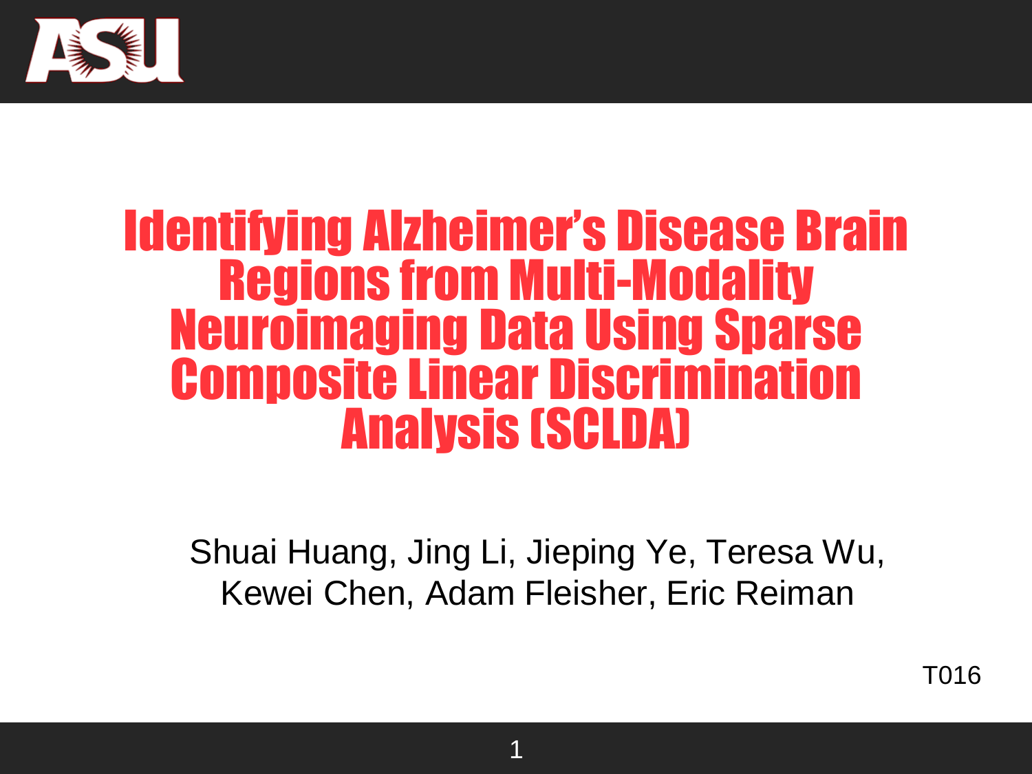# Identifying Alzheimer's Disease Brain Regions from Multi-Modality Neuroimaging Data Using Sparse Composite Linear Discrimination Analysis (SCLDA)

Shuai Huang, Jing Li, Jieping Ye, Teresa Wu, Kewei Chen, Adam Fleisher, Eric Reiman

T016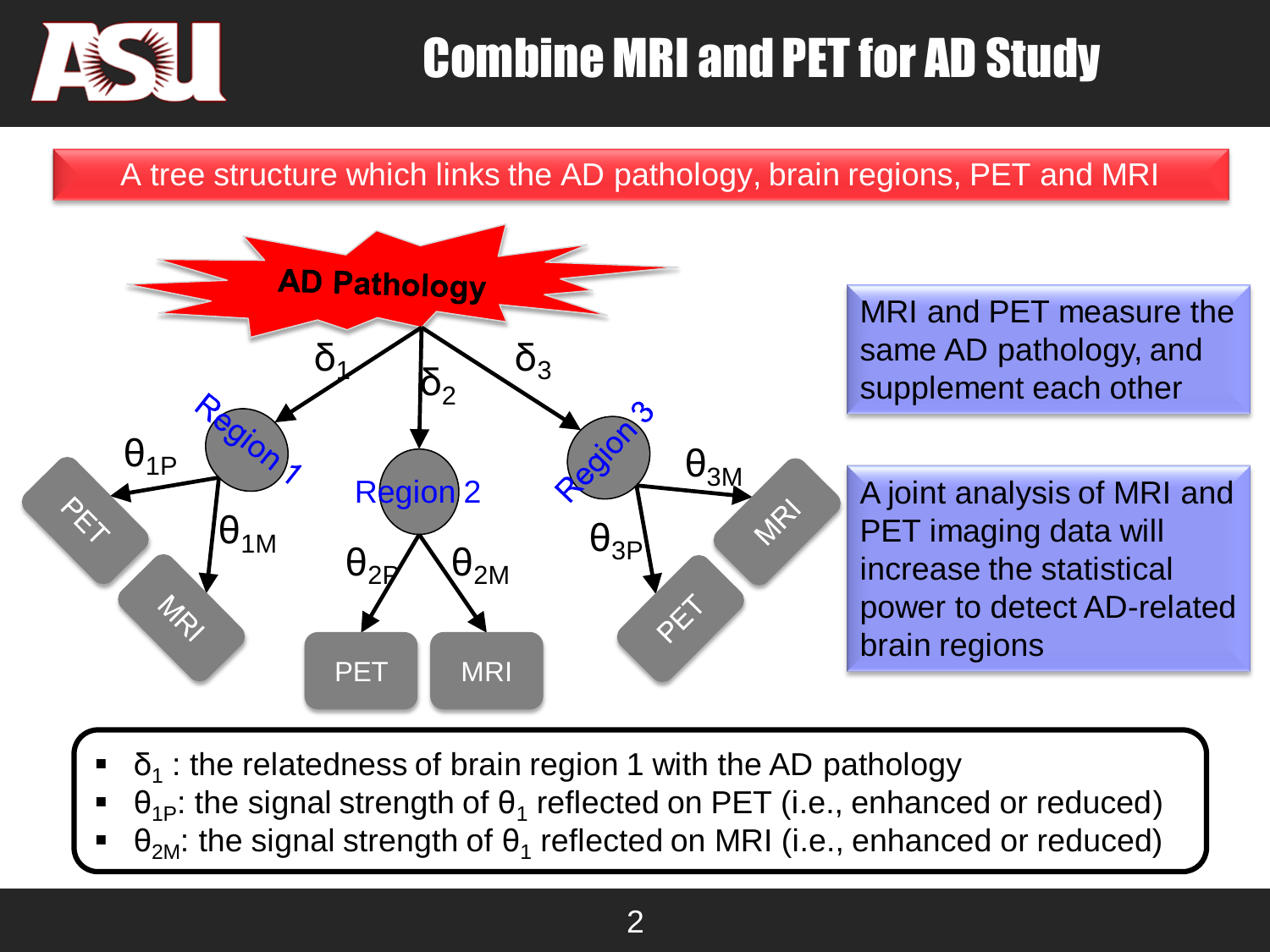# Combine MRI and PET for AD Study

A tree structure which links the AD pathology, brain regions, PET and MRI

AD Pathology

$\delta_1$ $\delta_2$ $\delta_3$

Region 1 Region 2 Region 3

$\theta_{1P}$ $\theta_{1M}$ $\theta_{2P}$ $\theta_{2M}$ $\theta_{3P}$ $\theta_{3M}$

PET MRI PET MRI PET MRI

MRI and PET measure the same AD pathology, and supplement each other

A joint analysis of MRI and PET imaging data will increase the statistical power to detect AD-related brain regions

- $\delta_1$ : the relatedness of brain region 1 with the AD pathology
- $\theta_{1P}$: the signal strength of $\theta_1$ reflected on PET (i.e., enhanced or reduced)
- $\theta_{2M}$: the signal strength of $\theta_1$ reflected on MRI (i.e., enhanced or reduced)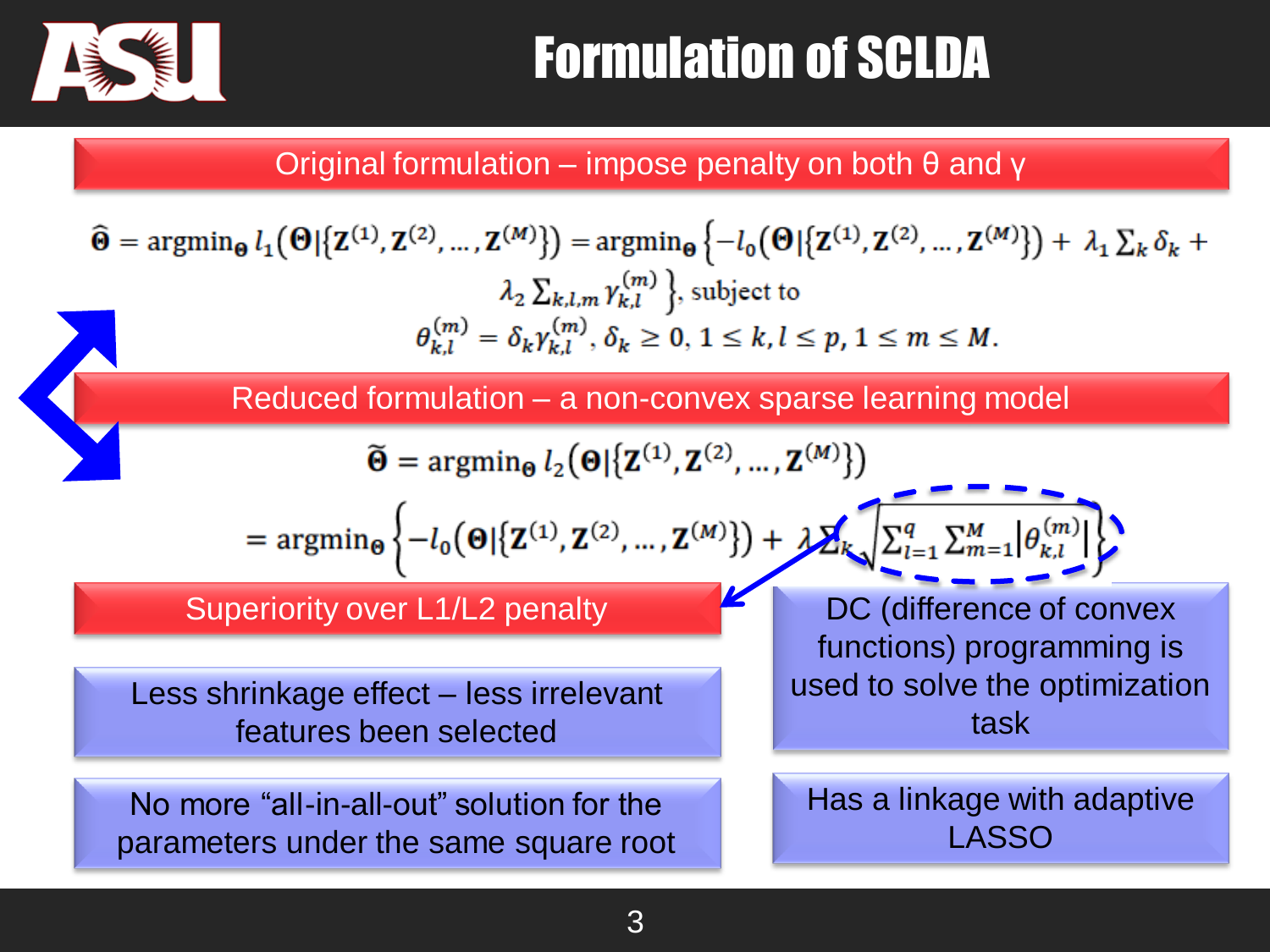# Formulation of SCLDA

## Original formulation – impose penalty on both θ and γ

$$\hat{\mathbf{\Theta}} = \text{argmin}_{\mathbf{\Theta}}\, l_1\left(\mathbf{\Theta} \middle| \{\mathbf{Z}^{(1)}, \mathbf{Z}^{(2)}, \ldots, \mathbf{Z}^{(M)}\}\right) = \text{argmin}_{\mathbf{\Theta}} \left\{ -l_0\left(\mathbf{\Theta} \middle| \{\mathbf{Z}^{(1)}, \mathbf{Z}^{(2)}, \ldots, \mathbf{Z}^{(M)}\}\right) + \lambda_1 \sum_k \delta_k + \lambda_2 \sum_{k,l,m} \gamma_{k,l}^{(m)} \right\}, \text{ subject to}$$

$$\theta_{k,l}^{(m)} = \delta_k \gamma_{k,l}^{(m)},\ \delta_k \geq 0,\ 1 \leq k, l \leq p,\ 1 \leq m \leq M.$$

## Reduced formulation – a non-convex sparse learning model

$$\tilde{\mathbf{\Theta}} = \text{argmin}_{\mathbf{\Theta}}\, l_2\left(\mathbf{\Theta} \middle| \{\mathbf{Z}^{(1)}, \mathbf{Z}^{(2)}, \ldots, \mathbf{Z}^{(M)}\}\right)$$

$$= \text{argmin}_{\mathbf{\Theta}} \left\{ -l_0\left(\mathbf{\Theta} \middle| \{\mathbf{Z}^{(1)}, \mathbf{Z}^{(2)}, \ldots, \mathbf{Z}^{(M)}\}\right) + \lambda \sum_k \sqrt{\sum_{l=1}^{q} \sum_{m=1}^{M} \left|\theta_{k,l}^{(m)}\right|} \right\}$$

## Superiority over L1/L2 penalty

- Less shrinkage effect – less irrelevant features been selected
- No more "all-in-all-out" solution for the parameters under the same square root

- DC (difference of convex functions) programming is used to solve the optimization task
- Has a linkage with adaptive LASSO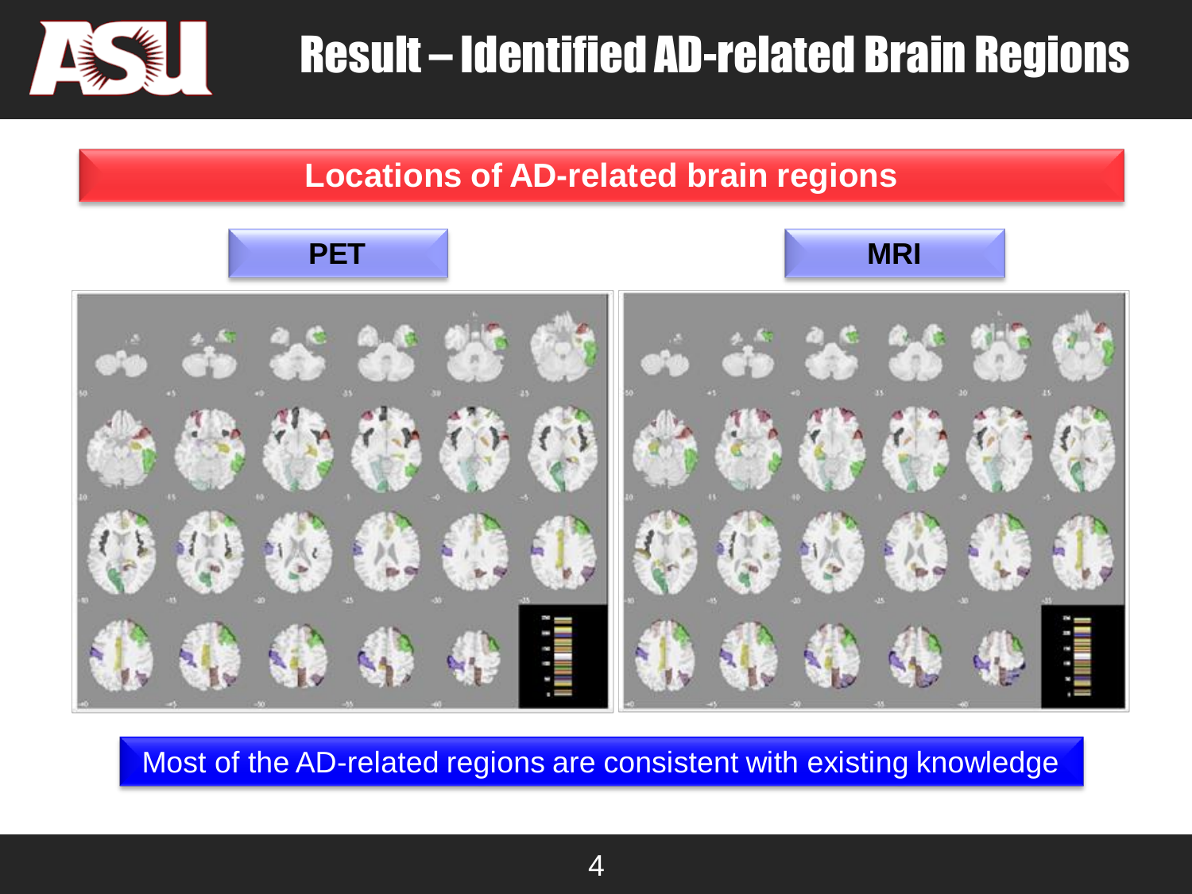# Result – Identified AD-related Brain Regions

## Locations of AD-related brain regions

**PET**

**MRI**

Most of the AD-related regions are consistent with existing knowledge